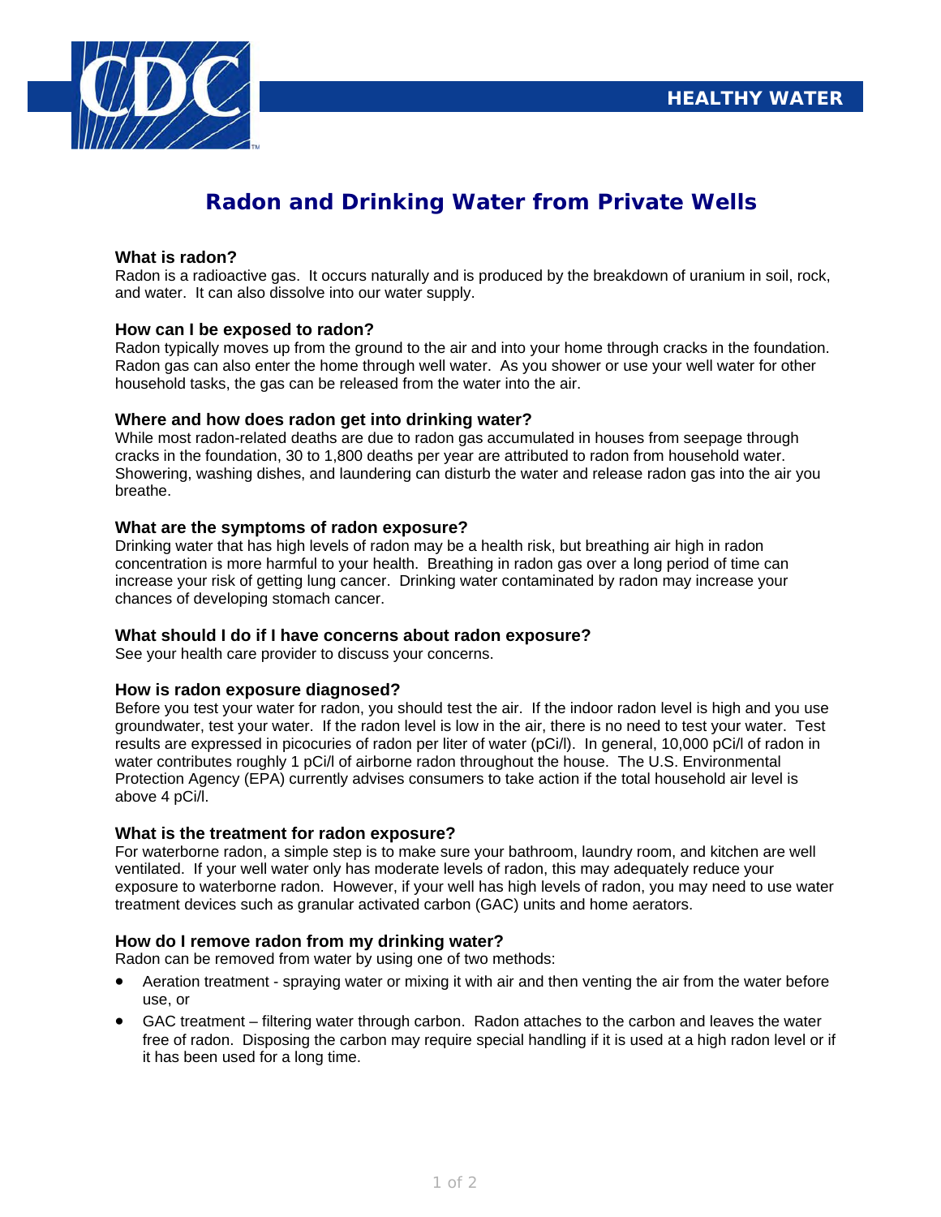HEALTHY WATER

# Radon and Drinking Water from Private Wells

### What is radon?

Radon is a radioactive gas. It occurs naturally and is produced by the breakdown of uranium in soil, rock, and water. It can also dissolve into our water supply.

### How can I be exposed to radon?

Radon typically moves up from the ground to the air and into your home through cracks in the foundation. Radon gas can also enter the home through well water. As you shower or use your well water for other household tasks, the gas can be released from the water into the air.

### Where and how does radon get into drinking water?

While most radon-related deaths are due to radon gas accumulated in houses from seepage through cracks in the foundation, 30 to 1,800 deaths per year are attributed to radon from household water. Showering, washing dishes, and laundering can disturb the water and release radon gas into the air you breathe.

### What are the symptoms of radon exposure?

Drinking water that has high levels of radon may be a health risk, but breathing air high in radon concentration is more harmful to your health. Breathing in radon gas over a long period of time can increase your risk of getting lung cancer. Drinking water contaminated by radon may increase your chances of developing stomach cancer.

### What should I do if I have concerns about radon exposure?

See your health care provider to discuss your concerns.

### How is radon exposure diagnosed?

Before you test your water for radon, you should test the air. If the indoor radon level is high and you use groundwater, test your water. If the radon level is low in the air, there is no need to test your water. Test results are expressed in picocuries of radon per liter of water (pCi/l). In general, 10,000 pCi/l of radon in water contributes roughly 1 pCi/l of airborne radon throughout the house. The U.S. Environmental Protection Agency (EPA) currently advises consumers to take action if the total household air level is above 4 pCi/l.

### What is the treatment for radon exposure?

For waterborne radon, a simple step is to make sure your bathroom, laundry room, and kitchen are well ventilated. If your well water only has moderate levels of radon, this may adequately reduce your exposure to waterborne radon. However, if your well has high levels of radon, you may need to use water treatment devices such as granular activated carbon (GAC) units and home aerators.

### How do I remove radon from my drinking water?

Radon can be removed from water by using one of two methods:

- Aeration treatment - spraying water or mixing it with air and then venting the air from the water before use, or
- GAC treatment – filtering water through carbon. Radon attaches to the carbon and leaves the water free of radon. Disposing the carbon may require special handling if it is used at a high radon level or if it has been used for a long time.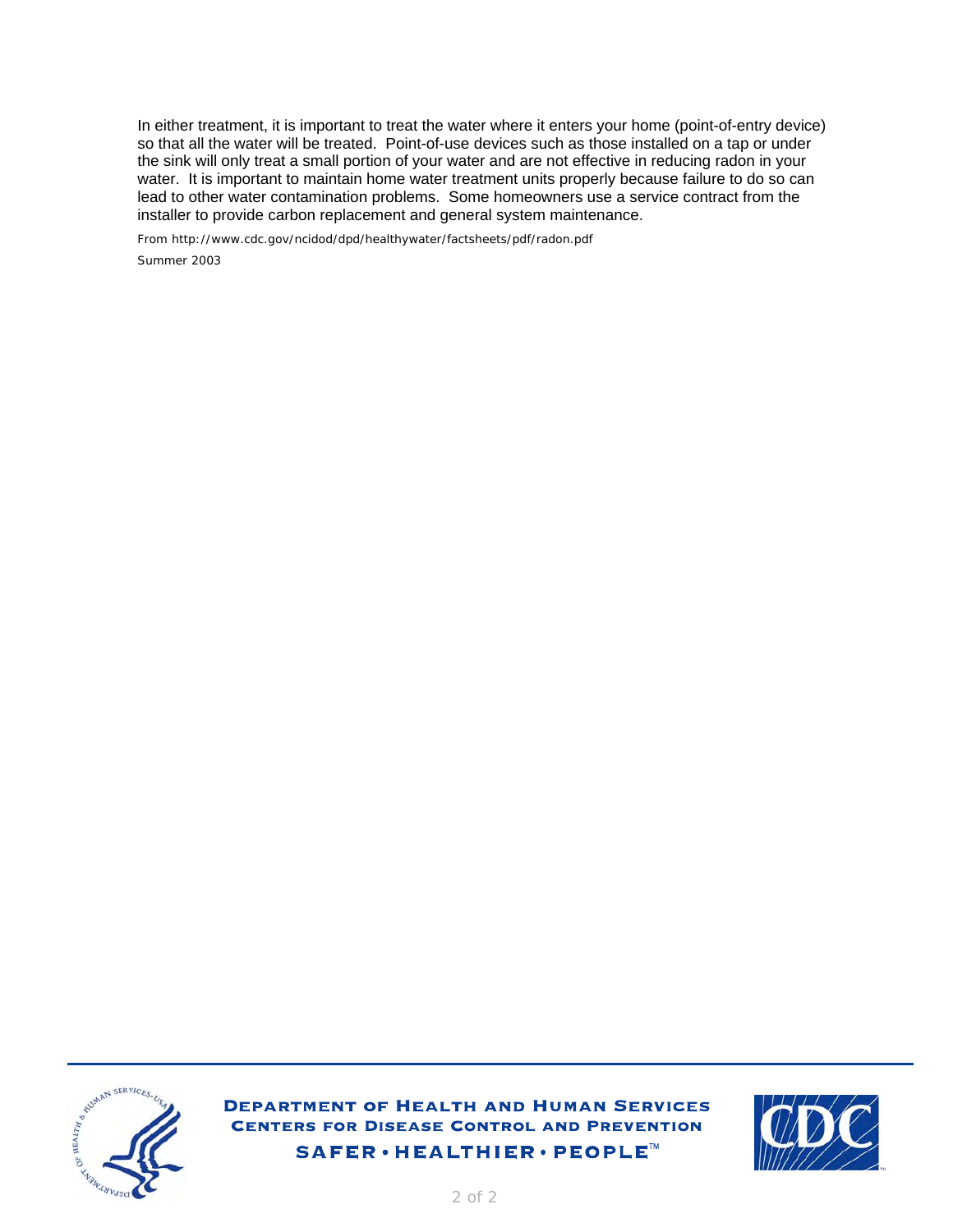In either treatment, it is important to treat the water where it enters your home (point-of-entry device) so that all the water will be treated. Point-of-use devices such as those installed on a tap or under the sink will only treat a small portion of your water and are not effective in reducing radon in your water. It is important to maintain home water treatment units properly because failure to do so can lead to other water contamination problems. Some homeowners use a service contract from the installer to provide carbon replacement and general system maintenance.

From http://www.cdc.gov/ncidod/dpd/healthywater/factsheets/pdf/radon.pdf

Summer 2003

DEPARTMENT OF HEALTH AND HUMAN SERVICES
CENTERS FOR DISEASE CONTROL AND PREVENTION
SAFER • HEALTHIER • PEOPLE™